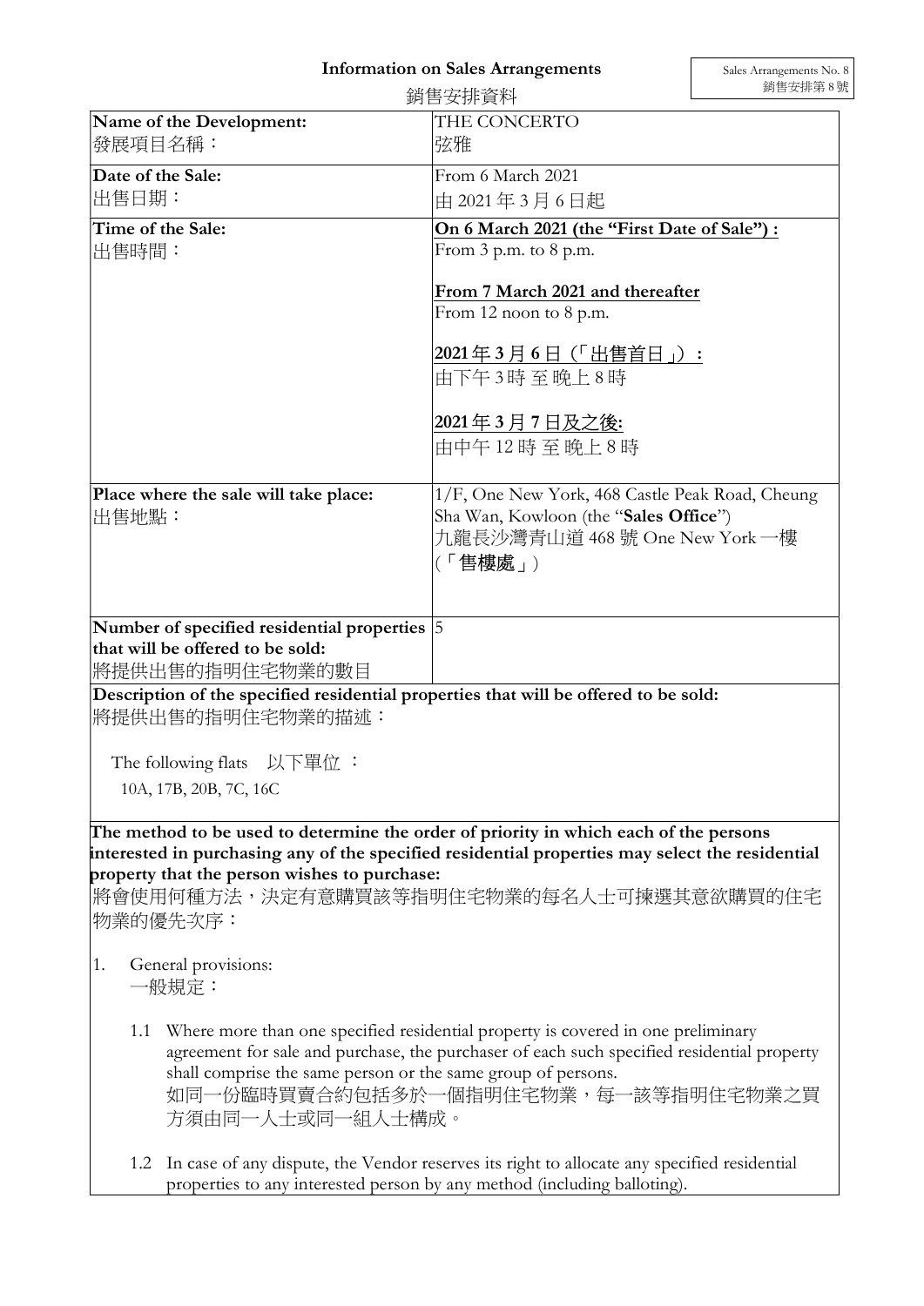# Information on Sales Arrangements
# 銷售安排資料

Sales Arrangements No. 8
銷售安排第 8 號

| | |
|---|---|
| **Name of the Development:**<br>發展項目名稱： | THE CONCERTO<br>弦雅 |
| **Date of the Sale:**<br>出售日期： | From 6 March 2021<br>由 2021 年 3 月 6 日起 |
| **Time of the Sale:**<br>出售時間： | **On 6 March 2021 (the "First Date of Sale") :**<br>From 3 p.m. to 8 p.m.<br><br>**From 7 March 2021 and thereafter**<br>From 12 noon to 8 p.m.<br><br>**2021 年 3 月 6 日（「出售首日」）：**<br>由下午 3 時 至 晚上 8 時<br><br>**2021 年 3 月 7 日及之後:**<br>由中午 12 時 至 晚上 8 時 |
| **Place where the sale will take place:**<br>出售地點： | 1/F, One New York, 468 Castle Peak Road, Cheung Sha Wan, Kowloon (the "**Sales Office**")<br>九龍長沙灣青山道 468 號 One New York 一樓（「**售樓處**」） |
| **Number of specified residential properties that will be offered to be sold:**<br>將提供出售的指明住宅物業的數目 | 5 |

**Description of the specified residential properties that will be offered to be sold:**
將提供出售的指明住宅物業的描述：

The following flats 以下單位 ：
10A, 17B, 20B, 7C, 16C

**The method to be used to determine the order of priority in which each of the persons interested in purchasing any of the specified residential properties may select the residential property that the person wishes to purchase:**
將會使用何種方法，決定有意購買該等指明住宅物業的每名人士可揀選其意欲購買的住宅物業的優先次序：

1. General provisions:
   一般規定：

   1.1 Where more than one specified residential property is covered in one preliminary agreement for sale and purchase, the purchaser of each such specified residential property shall comprise the same person or the same group of persons.
   如同一份臨時買賣合約包括多於一個指明住宅物業，每一該等指明住宅物業之買方須由同一人士或同一組人士構成。

   1.2 In case of any dispute, the Vendor reserves its right to allocate any specified residential properties to any interested person by any method (including balloting).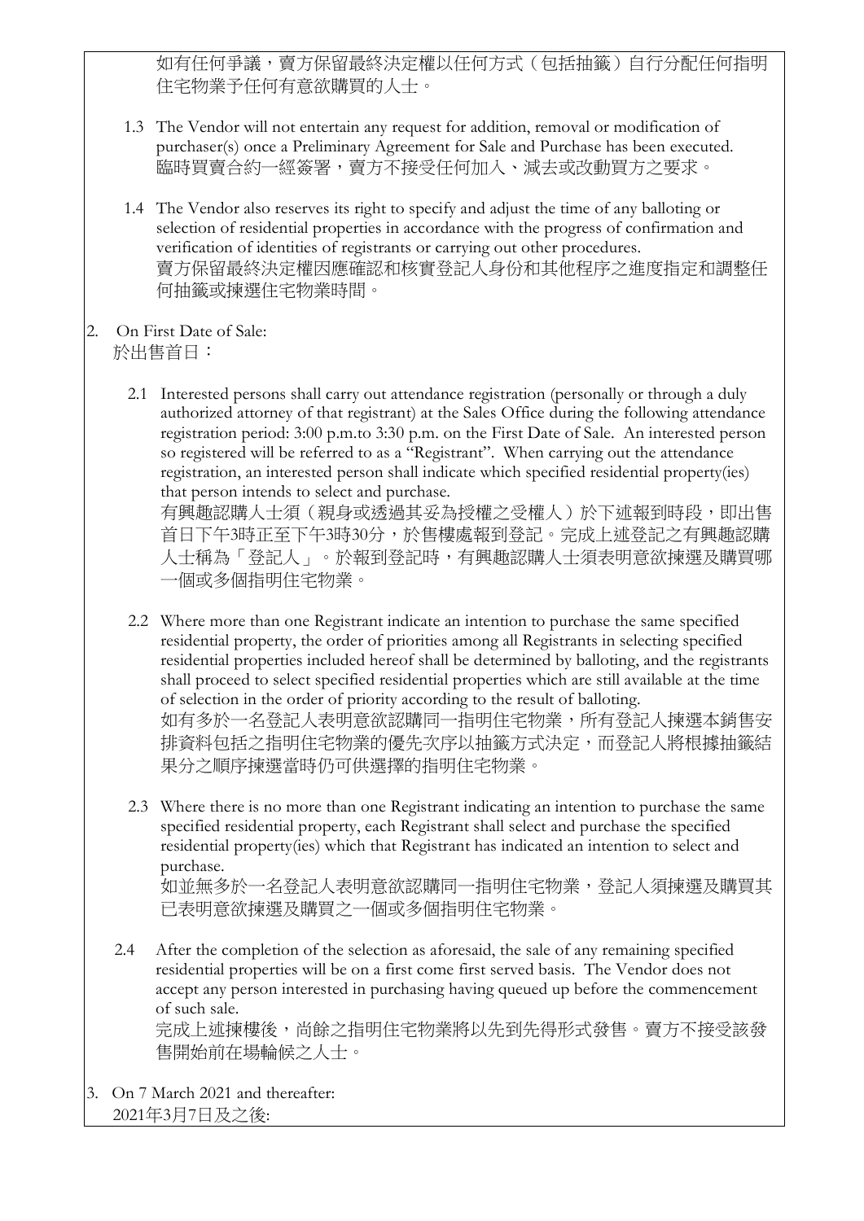如有任何爭議，賣方保留最終決定權以任何方式（包括抽籤）自行分配任何指明住宅物業予任何有意欲購買的人士。

1.3 The Vendor will not entertain any request for addition, removal or modification of purchaser(s) once a Preliminary Agreement for Sale and Purchase has been executed.
臨時買賣合約一經簽署，賣方不接受任何加入、減去或改動買方之要求。

1.4 The Vendor also reserves its right to specify and adjust the time of any balloting or selection of residential properties in accordance with the progress of confirmation and verification of identities of registrants or carrying out other procedures.
賣方保留最終決定權因應確認和核實登記人身份和其他程序之進度指定和調整任何抽籤或揀選住宅物業時間。

2. On First Date of Sale:
於出售首日：

2.1 Interested persons shall carry out attendance registration (personally or through a duly authorized attorney of that registrant) at the Sales Office during the following attendance registration period: 3:00 p.m.to 3:30 p.m. on the First Date of Sale. An interested person so registered will be referred to as a "Registrant". When carrying out the attendance registration, an interested person shall indicate which specified residential property(ies) that person intends to select and purchase.
有興趣認購人士須（親身或透過其妥為授權之受權人）於下述報到時段，即出售首日下午3時正至下午3時30分，於售樓處報到登記。完成上述登記之有興趣認購人士稱為「登記人」。於報到登記時，有興趣認購人士須表明意欲揀選及購買哪一個或多個指明住宅物業。

2.2 Where more than one Registrant indicate an intention to purchase the same specified residential property, the order of priorities among all Registrants in selecting specified residential properties included hereof shall be determined by balloting, and the registrants shall proceed to select specified residential properties which are still available at the time of selection in the order of priority according to the result of balloting.
如有多於一名登記人表明意欲認購同一指明住宅物業，所有登記人揀選本銷售安排資料包括之指明住宅物業的優先次序以抽籤方式決定，而登記人將根據抽籤結果分之順序揀選當時仍可供選擇的指明住宅物業。

2.3 Where there is no more than one Registrant indicating an intention to purchase the same specified residential property, each Registrant shall select and purchase the specified residential property(ies) which that Registrant has indicated an intention to select and purchase.
如並無多於一名登記人表明意欲認購同一指明住宅物業，登記人須揀選及購買其已表明意欲揀選及購買之一個或多個指明住宅物業。

2.4 After the completion of the selection as aforesaid, the sale of any remaining specified residential properties will be on a first come first served basis. The Vendor does not accept any person interested in purchasing having queued up before the commencement of such sale.
完成上述揀樓後，尚餘之指明住宅物業將以先到先得形式發售。賣方不接受該發售開始前在場輪候之人士。

3. On 7 March 2021 and thereafter:
2021年3月7日及之後: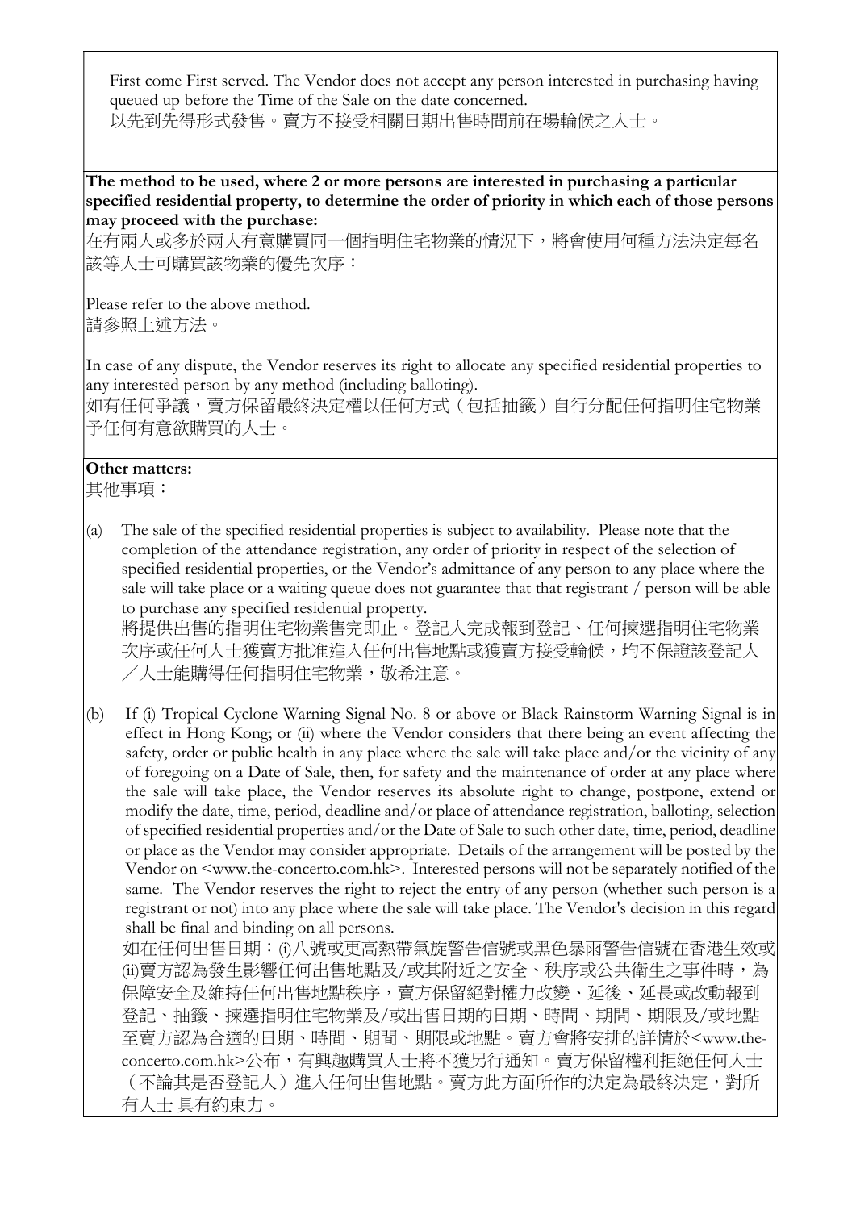First come First served. The Vendor does not accept any person interested in purchasing having queued up before the Time of the Sale on the date concerned.
以先到先得形式發售。賣方不接受相關日期出售時間前在場輪候之人士。

**The method to be used, where 2 or more persons are interested in purchasing a particular specified residential property, to determine the order of priority in which each of those persons may proceed with the purchase:**
在有兩人或多於兩人有意購買同一個指明住宅物業的情況下，將會使用何種方法決定每名該等人士可購買該物業的優先次序：

Please refer to the above method.
請參照上述方法。

In case of any dispute, the Vendor reserves its right to allocate any specified residential properties to any interested person by any method (including balloting).
如有任何爭議，賣方保留最終決定權以任何方式（包括抽籤）自行分配任何指明住宅物業予任何有意欲購買的人士。

**Other matters:**
其他事項：

(a) The sale of the specified residential properties is subject to availability. Please note that the completion of the attendance registration, any order of priority in respect of the selection of specified residential properties, or the Vendor's admittance of any person to any place where the sale will take place or a waiting queue does not guarantee that that registrant / person will be able to purchase any specified residential property.
將提供出售的指明住宅物業售完即止。登記人完成報到登記、任何揀選指明住宅物業次序或任何人士獲賣方批准進入任何出售地點或獲賣方接受輪候，均不保證該登記人／人士能購得任何指明住宅物業，敬希注意。

(b) If (i) Tropical Cyclone Warning Signal No. 8 or above or Black Rainstorm Warning Signal is in effect in Hong Kong; or (ii) where the Vendor considers that there being an event affecting the safety, order or public health in any place where the sale will take place and/or the vicinity of any of foregoing on a Date of Sale, then, for safety and the maintenance of order at any place where the sale will take place, the Vendor reserves its absolute right to change, postpone, extend or modify the date, time, period, deadline and/or place of attendance registration, balloting, selection of specified residential properties and/or the Date of Sale to such other date, time, period, deadline or place as the Vendor may consider appropriate. Details of the arrangement will be posted by the Vendor on <www.the-concerto.com.hk>. Interested persons will not be separately notified of the same. The Vendor reserves the right to reject the entry of any person (whether such person is a registrant or not) into any place where the sale will take place. The Vendor's decision in this regard shall be final and binding on all persons.
如在任何出售日期：(i)八號或更高熱帶氣旋警告信號或黑色暴雨警告信號在香港生效或(ii)賣方認為發生影響任何出售地點及/或其附近之安全、秩序或公共衛生之事件時，為保障安全及維持任何出售地點秩序，賣方保留絕對權力改變、延後、延長或改動報到登記、抽籤、揀選指明住宅物業及/或出售日期的日期、時間、期間、期限及/或地點至賣方認為合適的日期、時間、期間、期限或地點。賣方會將安排的詳情於<www.the-concerto.com.hk>公布，有興趣購買人士將不獲另行通知。賣方保留權利拒絕任何人士（不論其是否登記人）進入任何出售地點。賣方此方面所作的決定為最終決定，對所有人士 具有約束力。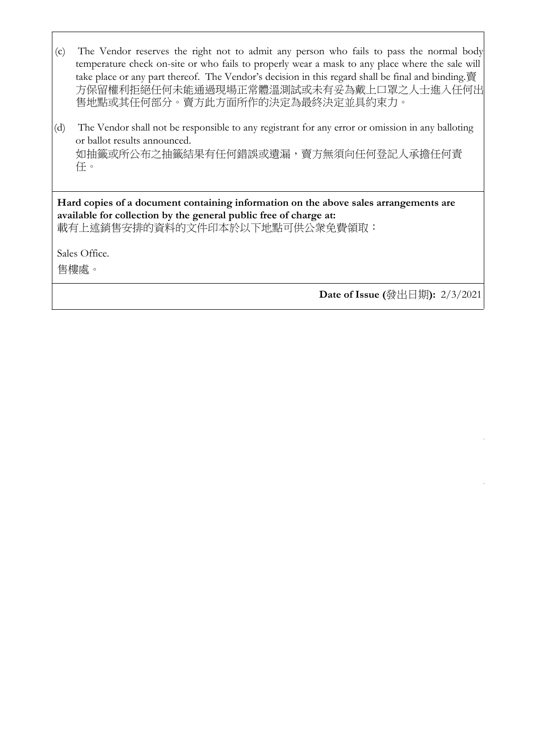(c) The Vendor reserves the right not to admit any person who fails to pass the normal body temperature check on-site or who fails to properly wear a mask to any place where the sale will take place or any part thereof. The Vendor's decision in this regard shall be final and binding.賣方保留權利拒絕任何未能通過現場正常體溫測試或未有妥為戴上口罩之人士進入任何出售地點或其任何部分。賣方此方面所作的決定為最終決定並具約束力。

(d) The Vendor shall not be responsible to any registrant for any error or omission in any balloting or ballot results announced.
如抽籤或所公布之抽籤結果有任何錯誤或遺漏，賣方無須向任何登記人承擔任何責任。

**Hard copies of a document containing information on the above sales arrangements are available for collection by the general public free of charge at:**
載有上述銷售安排的資料的文件印本於以下地點可供公衆免費領取：

Sales Office.
售樓處。

**Date of Issue (**發出日期**):** 2/3/2021